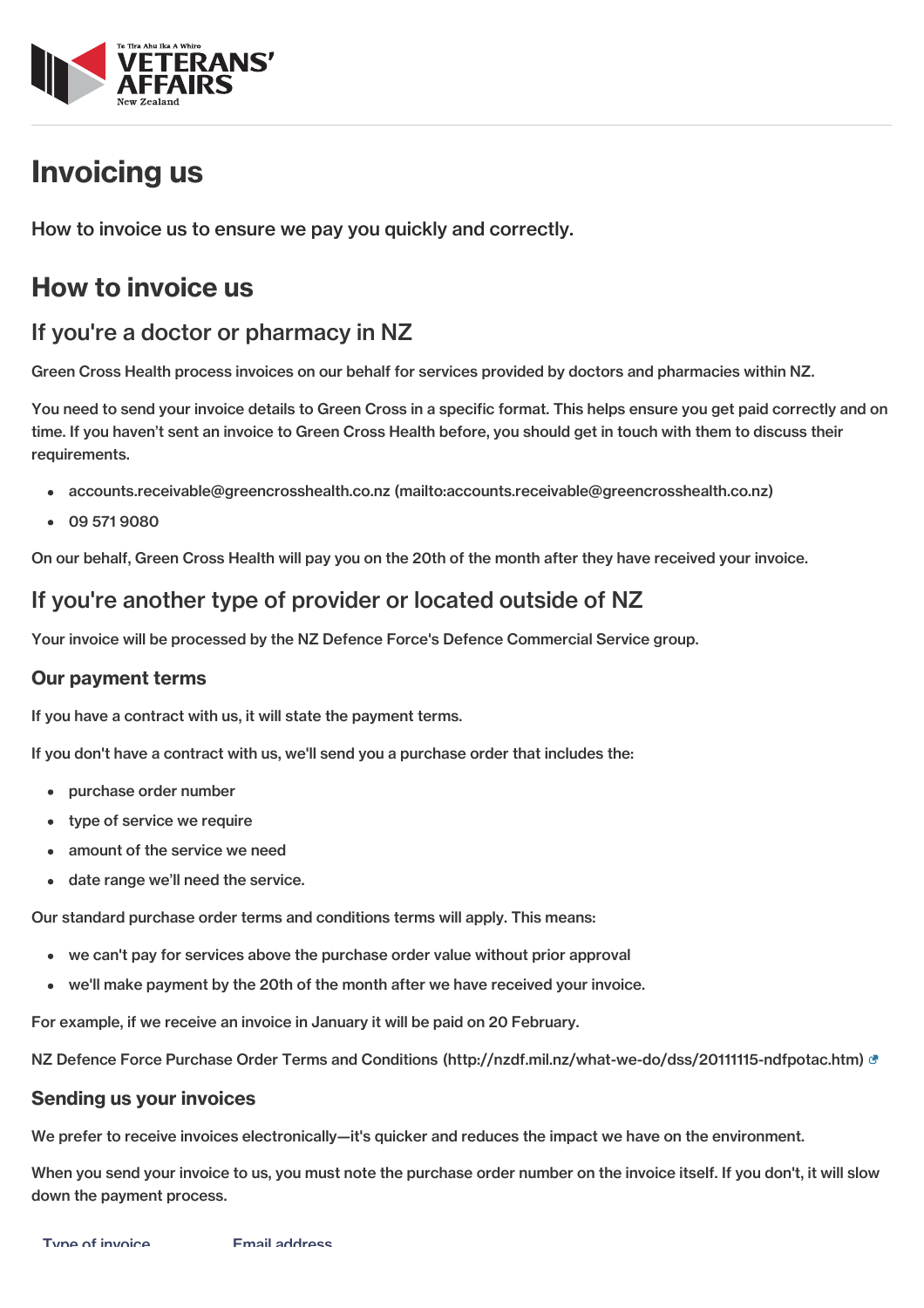# Invoicing us

How to invoice us to ensure we pay you quickly and correctly.

## How to invoice us

### If you're a doctor or pharmacy in NZ

Green Cross Health process invoices on our behalf for services provided by doctors and pharmacies within NZ.

You need to send your invoice details to Green Cross in a specific format. This helps ensure you get paid correctly and on time. If you haven't sent an invoice to Green Cross Health before, you should get in touch with them to discuss their requirements.

- accounts.receivable@greencrosshealth.co.nz (mailto:accounts.receivable@greencrosshealth.co.nz)
- 09 571 9080

On our behalf, Green Cross Health will pay you on the 20th of the month after they have received your invoice.

### If you're another type of provider or located outside of NZ

Your invoice will be processed by the NZ Defence Force's Defence Commercial Service group.

#### Our payment terms

If you have a contract with us, it will state the payment terms.

If you don't have a contract with us, we'll send you a purchase order that includes the:

- purchase order number
- type of service we require
- amount of the service we need
- date range we'll need the service.

Our standard purchase order terms and conditions terms will apply. This means:

- we can't pay for services above the purchase order value without prior approval
- we'll make payment by the 20th of the month after we have received your invoice.

For example, if we receive an invoice in January it will be paid on 20 February.

NZ Defence Force Purchase Order Terms and Conditions (http://nzdf.mil.nz/what-we-do/dss/20111115-ndfpotac.htm)

#### Sending us your invoices

We prefer to receive invoices electronically—it's quicker and reduces the impact we have on the environment.

When you send your invoice to us, you must note the purchase order number on the invoice itself. If you don't, it will slow down the payment process.

| Type of invoice | Email address |
|---|---|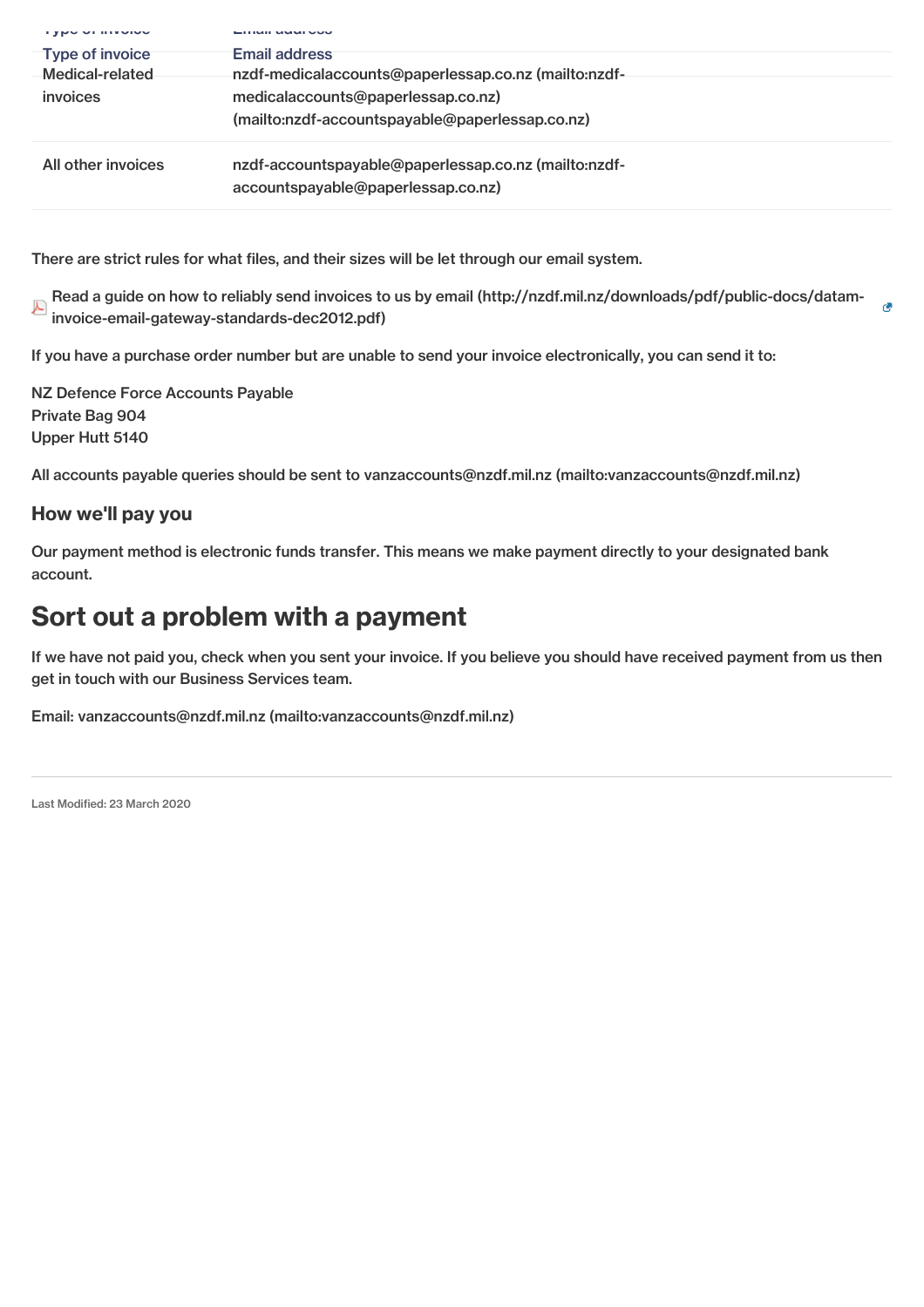| Type of invoice | Email address |
| --- | --- |
| Medical-related invoices | nzdf-medicalaccounts@paperlessap.co.nz (mailto:nzdf-medicalaccounts@paperlessap.co.nz) (mailto:nzdf-accountspayable@paperlessap.co.nz) |
| All other invoices | nzdf-accountspayable@paperlessap.co.nz (mailto:nzdf-accountspayable@paperlessap.co.nz) |

There are strict rules for what files, and their sizes will be let through our email system.

Read a guide on how to reliably send invoices to us by email (http://nzdf.mil.nz/downloads/pdf/public-docs/datam-invoice-email-gateway-standards-dec2012.pdf)

If you have a purchase order number but are unable to send your invoice electronically, you can send it to:

NZ Defence Force Accounts Payable
Private Bag 904
Upper Hutt 5140

All accounts payable queries should be sent to vanzaccounts@nzdf.mil.nz (mailto:vanzaccounts@nzdf.mil.nz)

### How we'll pay you

Our payment method is electronic funds transfer. This means we make payment directly to your designated bank account.

## Sort out a problem with a payment

If we have not paid you, check when you sent your invoice. If you believe you should have received payment from us then get in touch with our Business Services team.

Email: vanzaccounts@nzdf.mil.nz (mailto:vanzaccounts@nzdf.mil.nz)

Last Modified: 23 March 2020